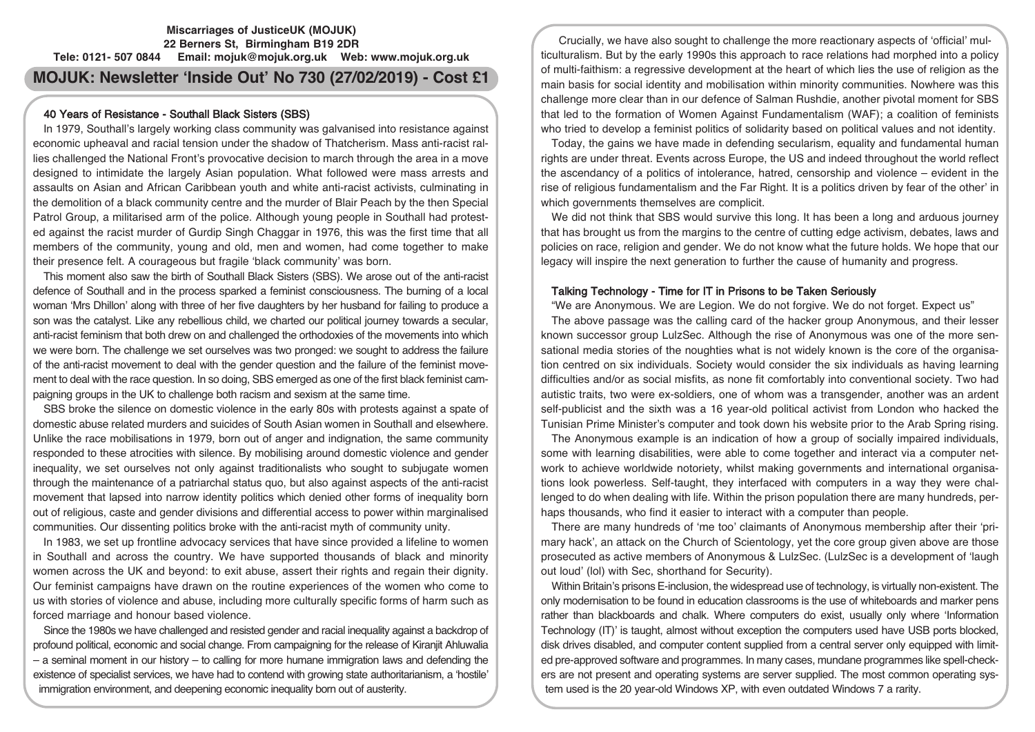**Miscarriages of JusticeUK (MOJUK)**
**22 Berners St, Birmingham B19 2DR**
**Tele: 0121- 507 0844 Email: mojuk@mojuk.org.uk Web: www.mojuk.org.uk**

# MOJUK: Newsletter 'Inside Out' No 730 (27/02/2019) - Cost £1

## 40 Years of Resistance - Southall Black Sisters (SBS)

In 1979, Southall's largely working class community was galvanised into resistance against economic upheaval and racial tension under the shadow of Thatcherism. Mass anti-racist rallies challenged the National Front's provocative decision to march through the area in a move designed to intimidate the largely Asian population. What followed were mass arrests and assaults on Asian and African Caribbean youth and white anti-racist activists, culminating in the demolition of a black community centre and the murder of Blair Peach by the then Special Patrol Group, a militarised arm of the police. Although young people in Southall had protested against the racist murder of Gurdip Singh Chaggar in 1976, this was the first time that all members of the community, young and old, men and women, had come together to make their presence felt. A courageous but fragile 'black community' was born.

This moment also saw the birth of Southall Black Sisters (SBS). We arose out of the anti-racist defence of Southall and in the process sparked a feminist consciousness. The burning of a local woman 'Mrs Dhillon' along with three of her five daughters by her husband for failing to produce a son was the catalyst. Like any rebellious child, we charted our political journey towards a secular, anti-racist feminism that both drew on and challenged the orthodoxies of the movements into which we were born. The challenge we set ourselves was two pronged: we sought to address the failure of the anti-racist movement to deal with the gender question and the failure of the feminist movement to deal with the race question. In so doing, SBS emerged as one of the first black feminist campaigning groups in the UK to challenge both racism and sexism at the same time.

SBS broke the silence on domestic violence in the early 80s with protests against a spate of domestic abuse related murders and suicides of South Asian women in Southall and elsewhere. Unlike the race mobilisations in 1979, born out of anger and indignation, the same community responded to these atrocities with silence. By mobilising around domestic violence and gender inequality, we set ourselves not only against traditionalists who sought to subjugate women through the maintenance of a patriarchal status quo, but also against aspects of the anti-racist movement that lapsed into narrow identity politics which denied other forms of inequality born out of religious, caste and gender divisions and differential access to power within marginalised communities. Our dissenting politics broke with the anti-racist myth of community unity.

In 1983, we set up frontline advocacy services that have since provided a lifeline to women in Southall and across the country. We have supported thousands of black and minority women across the UK and beyond: to exit abuse, assert their rights and regain their dignity. Our feminist campaigns have drawn on the routine experiences of the women who come to us with stories of violence and abuse, including more culturally specific forms of harm such as forced marriage and honour based violence.

Since the 1980s we have challenged and resisted gender and racial inequality against a backdrop of profound political, economic and social change. From campaigning for the release of Kiranjit Ahluwalia – a seminal moment in our history – to calling for more humane immigration laws and defending the existence of specialist services, we have had to contend with growing state authoritarianism, a 'hostile' immigration environment, and deepening economic inequality born out of austerity.

Crucially, we have also sought to challenge the more reactionary aspects of 'official' multiculturalism. But by the early 1990s this approach to race relations had morphed into a policy of multi-faithism: a regressive development at the heart of which lies the use of religion as the main basis for social identity and mobilisation within minority communities. Nowhere was this challenge more clear than in our defence of Salman Rushdie, another pivotal moment for SBS that led to the formation of Women Against Fundamentalism (WAF); a coalition of feminists who tried to develop a feminist politics of solidarity based on political values and not identity.

Today, the gains we have made in defending secularism, equality and fundamental human rights are under threat. Events across Europe, the US and indeed throughout the world reflect the ascendancy of a politics of intolerance, hatred, censorship and violence – evident in the rise of religious fundamentalism and the Far Right. It is a politics driven by fear of the other' in which governments themselves are complicit.

We did not think that SBS would survive this long. It has been a long and arduous journey that has brought us from the margins to the centre of cutting edge activism, debates, laws and policies on race, religion and gender. We do not know what the future holds. We hope that our legacy will inspire the next generation to further the cause of humanity and progress.

## Talking Technology - Time for IT in Prisons to be Taken Seriously

"We are Anonymous. We are Legion. We do not forgive. We do not forget. Expect us"

The above passage was the calling card of the hacker group Anonymous, and their lesser known successor group LulzSec. Although the rise of Anonymous was one of the more sensational media stories of the noughties what is not widely known is the core of the organisation centred on six individuals. Society would consider the six individuals as having learning difficulties and/or as social misfits, as none fit comfortably into conventional society. Two had autistic traits, two were ex-soldiers, one of whom was a transgender, another was an ardent self-publicist and the sixth was a 16 year-old political activist from London who hacked the Tunisian Prime Minister's computer and took down his website prior to the Arab Spring rising.

The Anonymous example is an indication of how a group of socially impaired individuals, some with learning disabilities, were able to come together and interact via a computer network to achieve worldwide notoriety, whilst making governments and international organisations look powerless. Self-taught, they interfaced with computers in a way they were challenged to do when dealing with life. Within the prison population there are many hundreds, perhaps thousands, who find it easier to interact with a computer than people.

There are many hundreds of 'me too' claimants of Anonymous membership after their 'primary hack', an attack on the Church of Scientology, yet the core group given above are those prosecuted as active members of Anonymous & LulzSec. (LulzSec is a development of 'laugh out loud' (lol) with Sec, shorthand for Security).

Within Britain's prisons E-inclusion, the widespread use of technology, is virtually non-existent. The only modernisation to be found in education classrooms is the use of whiteboards and marker pens rather than blackboards and chalk. Where computers do exist, usually only where 'Information Technology (IT)' is taught, almost without exception the computers used have USB ports blocked, disk drives disabled, and computer content supplied from a central server only equipped with limited pre-approved software and programmes. In many cases, mundane programmes like spell-checkers are not present and operating systems are server supplied. The most common operating system used is the 20 year-old Windows XP, with even outdated Windows 7 a rarity.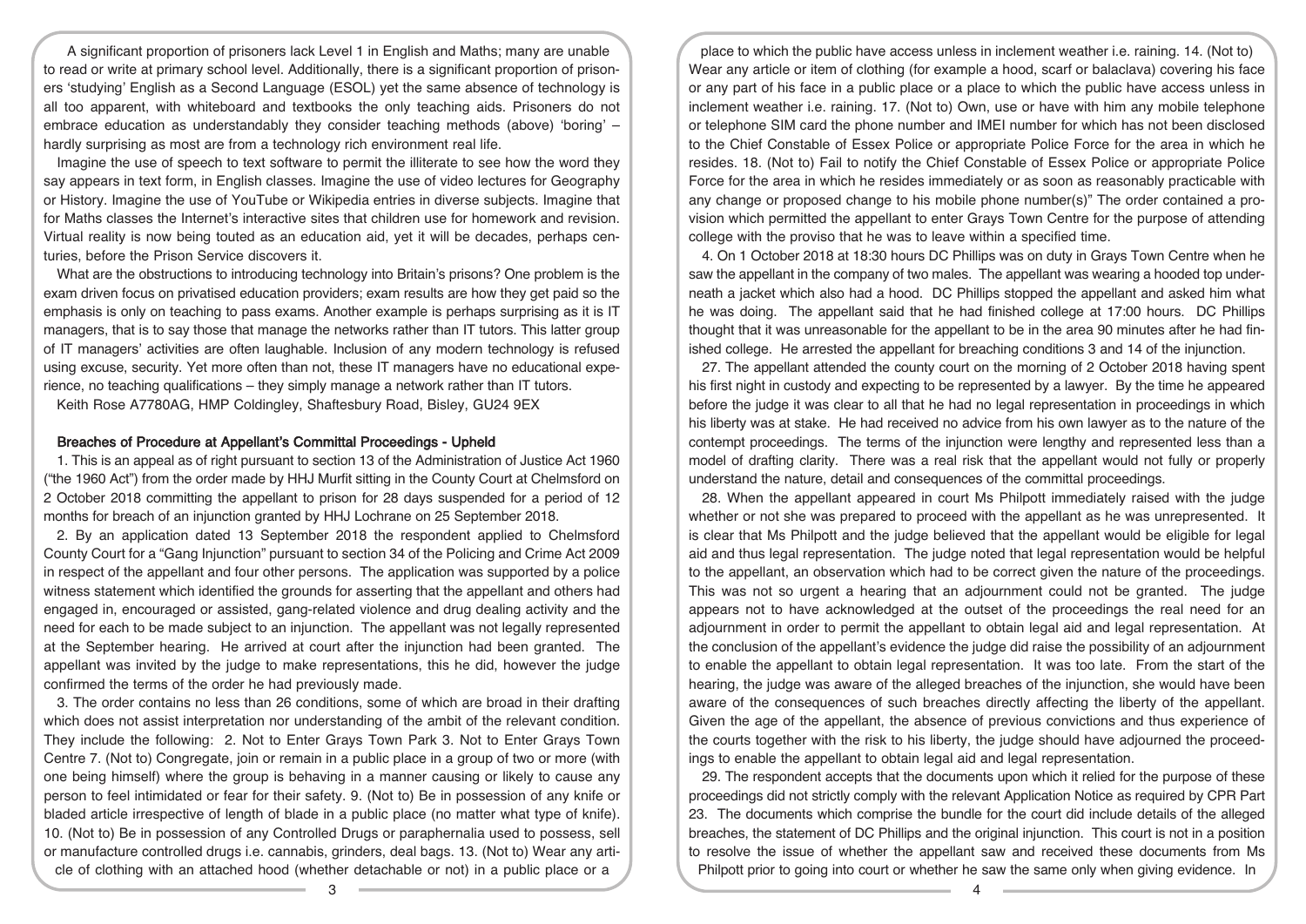A significant proportion of prisoners lack Level 1 in English and Maths; many are unable to read or write at primary school level. Additionally, there is a significant proportion of prisoners 'studying' English as a Second Language (ESOL) yet the same absence of technology is all too apparent, with whiteboard and textbooks the only teaching aids. Prisoners do not embrace education as understandably they consider teaching methods (above) 'boring' – hardly surprising as most are from a technology rich environment real life.

Imagine the use of speech to text software to permit the illiterate to see how the word they say appears in text form, in English classes. Imagine the use of video lectures for Geography or History. Imagine the use of YouTube or Wikipedia entries in diverse subjects. Imagine that for Maths classes the Internet's interactive sites that children use for homework and revision. Virtual reality is now being touted as an education aid, yet it will be decades, perhaps centuries, before the Prison Service discovers it.

What are the obstructions to introducing technology into Britain's prisons? One problem is the exam driven focus on privatised education providers; exam results are how they get paid so the emphasis is only on teaching to pass exams. Another example is perhaps surprising as it is IT managers, that is to say those that manage the networks rather than IT tutors. This latter group of IT managers' activities are often laughable. Inclusion of any modern technology is refused using excuse, security. Yet more often than not, these IT managers have no educational experience, no teaching qualifications – they simply manage a network rather than IT tutors.

Keith Rose A7780AG, HMP Coldingley, Shaftesbury Road, Bisley, GU24 9EX

### Breaches of Procedure at Appellant's Committal Proceedings - Upheld

1. This is an appeal as of right pursuant to section 13 of the Administration of Justice Act 1960 ("the 1960 Act") from the order made by HHJ Murfit sitting in the County Court at Chelmsford on 2 October 2018 committing the appellant to prison for 28 days suspended for a period of 12 months for breach of an injunction granted by HHJ Lochrane on 25 September 2018.

2. By an application dated 13 September 2018 the respondent applied to Chelmsford County Court for a "Gang Injunction" pursuant to section 34 of the Policing and Crime Act 2009 in respect of the appellant and four other persons. The application was supported by a police witness statement which identified the grounds for asserting that the appellant and others had engaged in, encouraged or assisted, gang-related violence and drug dealing activity and the need for each to be made subject to an injunction. The appellant was not legally represented at the September hearing. He arrived at court after the injunction had been granted. The appellant was invited by the judge to make representations, this he did, however the judge confirmed the terms of the order he had previously made.

3. The order contains no less than 26 conditions, some of which are broad in their drafting which does not assist interpretation nor understanding of the ambit of the relevant condition. They include the following: 2. Not to Enter Grays Town Park 3. Not to Enter Grays Town Centre 7. (Not to) Congregate, join or remain in a public place in a group of two or more (with one being himself) where the group is behaving in a manner causing or likely to cause any person to feel intimidated or fear for their safety. 9. (Not to) Be in possession of any knife or bladed article irrespective of length of blade in a public place (no matter what type of knife). 10. (Not to) Be in possession of any Controlled Drugs or paraphernalia used to possess, sell or manufacture controlled drugs i.e. cannabis, grinders, deal bags. 13. (Not to) Wear any article of clothing with an attached hood (whether detachable or not) in a public place or a place to which the public have access unless in inclement weather i.e. raining. 14. (Not to) Wear any article or item of clothing (for example a hood, scarf or balaclava) covering his face or any part of his face in a public place or a place to which the public have access unless in inclement weather i.e. raining. 17. (Not to) Own, use or have with him any mobile telephone or telephone SIM card the phone number and IMEI number for which has not been disclosed to the Chief Constable of Essex Police or appropriate Police Force for the area in which he resides. 18. (Not to) Fail to notify the Chief Constable of Essex Police or appropriate Police Force for the area in which he resides immediately or as soon as reasonably practicable with any change or proposed change to his mobile phone number(s)" The order contained a provision which permitted the appellant to enter Grays Town Centre for the purpose of attending college with the proviso that he was to leave within a specified time.

4. On 1 October 2018 at 18:30 hours DC Phillips was on duty in Grays Town Centre when he saw the appellant in the company of two males. The appellant was wearing a hooded top underneath a jacket which also had a hood. DC Phillips stopped the appellant and asked him what he was doing. The appellant said that he had finished college at 17:00 hours. DC Phillips thought that it was unreasonable for the appellant to be in the area 90 minutes after he had finished college. He arrested the appellant for breaching conditions 3 and 14 of the injunction.

27. The appellant attended the county court on the morning of 2 October 2018 having spent his first night in custody and expecting to be represented by a lawyer. By the time he appeared before the judge it was clear to all that he had no legal representation in proceedings in which his liberty was at stake. He had received no advice from his own lawyer as to the nature of the contempt proceedings. The terms of the injunction were lengthy and represented less than a model of drafting clarity. There was a real risk that the appellant would not fully or properly understand the nature, detail and consequences of the committal proceedings.

28. When the appellant appeared in court Ms Philpott immediately raised with the judge whether or not she was prepared to proceed with the appellant as he was unrepresented. It is clear that Ms Philpott and the judge believed that the appellant would be eligible for legal aid and thus legal representation. The judge noted that legal representation would be helpful to the appellant, an observation which had to be correct given the nature of the proceedings. This was not so urgent a hearing that an adjournment could not be granted. The judge appears not to have acknowledged at the outset of the proceedings the real need for an adjournment in order to permit the appellant to obtain legal aid and legal representation. At the conclusion of the appellant's evidence the judge did raise the possibility of an adjournment to enable the appellant to obtain legal representation. It was too late. From the start of the hearing, the judge was aware of the alleged breaches of the injunction, she would have been aware of the consequences of such breaches directly affecting the liberty of the appellant. Given the age of the appellant, the absence of previous convictions and thus experience of the courts together with the risk to his liberty, the judge should have adjourned the proceedings to enable the appellant to obtain legal aid and legal representation.

29. The respondent accepts that the documents upon which it relied for the purpose of these proceedings did not strictly comply with the relevant Application Notice as required by CPR Part 23. The documents which comprise the bundle for the court did include details of the alleged breaches, the statement of DC Phillips and the original injunction. This court is not in a position to resolve the issue of whether the appellant saw and received these documents from Ms Philpott prior to going into court or whether he saw the same only when giving evidence. In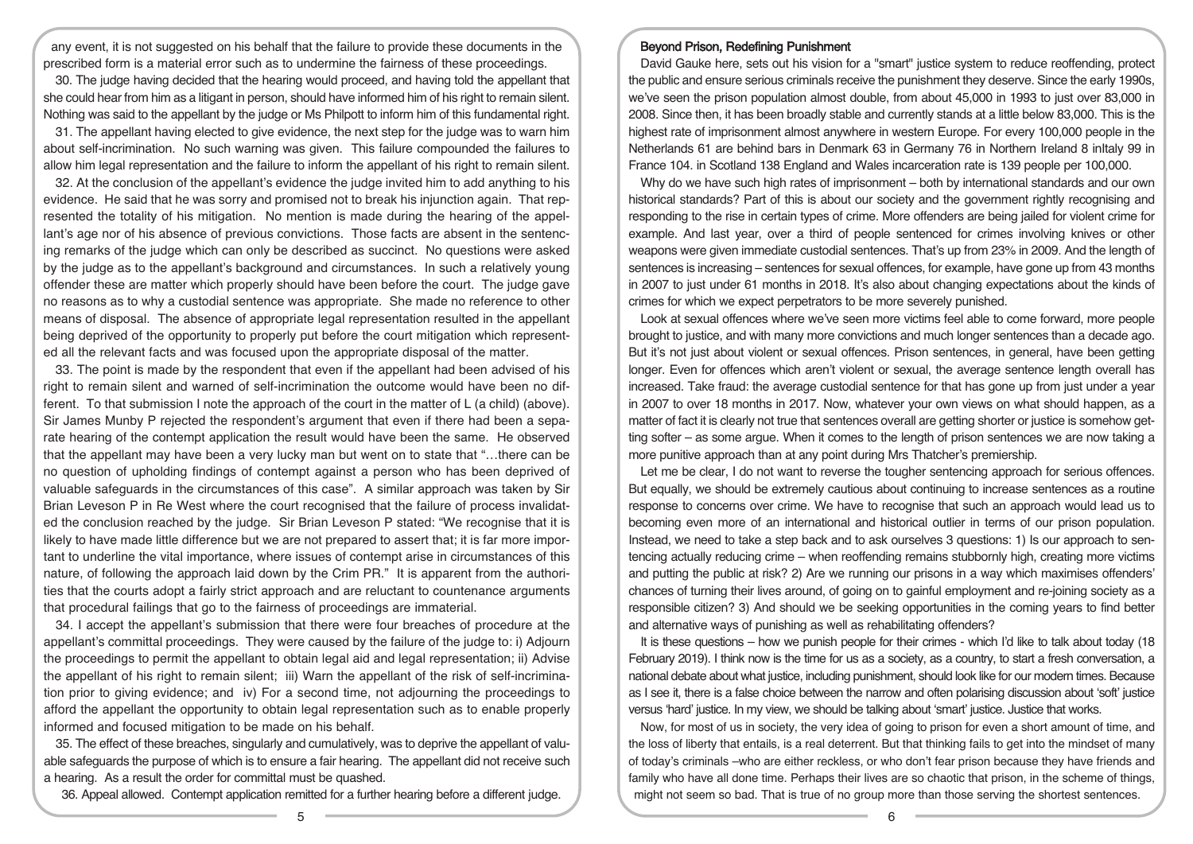any event, it is not suggested on his behalf that the failure to provide these documents in the prescribed form is a material error such as to undermine the fairness of these proceedings.

30. The judge having decided that the hearing would proceed, and having told the appellant that she could hear from him as a litigant in person, should have informed him of his right to remain silent. Nothing was said to the appellant by the judge or Ms Philpott to inform him of this fundamental right.

31. The appellant having elected to give evidence, the next step for the judge was to warn him about self-incrimination. No such warning was given. This failure compounded the failures to allow him legal representation and the failure to inform the appellant of his right to remain silent.

32. At the conclusion of the appellant's evidence the judge invited him to add anything to his evidence. He said that he was sorry and promised not to break his injunction again. That represented the totality of his mitigation. No mention is made during the hearing of the appellant's age nor of his absence of previous convictions. Those facts are absent in the sentencing remarks of the judge which can only be described as succinct. No questions were asked by the judge as to the appellant's background and circumstances. In such a relatively young offender these are matter which properly should have been before the court. The judge gave no reasons as to why a custodial sentence was appropriate. She made no reference to other means of disposal. The absence of appropriate legal representation resulted in the appellant being deprived of the opportunity to properly put before the court mitigation which represented all the relevant facts and was focused upon the appropriate disposal of the matter.

33. The point is made by the respondent that even if the appellant had been advised of his right to remain silent and warned of self-incrimination the outcome would have been no different. To that submission I note the approach of the court in the matter of L (a child) (above). Sir James Munby P rejected the respondent's argument that even if there had been a separate hearing of the contempt application the result would have been the same. He observed that the appellant may have been a very lucky man but went on to state that "…there can be no question of upholding findings of contempt against a person who has been deprived of valuable safeguards in the circumstances of this case". A similar approach was taken by Sir Brian Leveson P in Re West where the court recognised that the failure of process invalidated the conclusion reached by the judge. Sir Brian Leveson P stated: "We recognise that it is likely to have made little difference but we are not prepared to assert that; it is far more important to underline the vital importance, where issues of contempt arise in circumstances of this nature, of following the approach laid down by the Crim PR." It is apparent from the authorities that the courts adopt a fairly strict approach and are reluctant to countenance arguments that procedural failings that go to the fairness of proceedings are immaterial.

34. I accept the appellant's submission that there were four breaches of procedure at the appellant's committal proceedings. They were caused by the failure of the judge to: i) Adjourn the proceedings to permit the appellant to obtain legal aid and legal representation; ii) Advise the appellant of his right to remain silent; iii) Warn the appellant of the risk of self-incrimination prior to giving evidence; and iv) For a second time, not adjourning the proceedings to afford the appellant the opportunity to obtain legal representation such as to enable properly informed and focused mitigation to be made on his behalf.

35. The effect of these breaches, singularly and cumulatively, was to deprive the appellant of valuable safeguards the purpose of which is to ensure a fair hearing. The appellant did not receive such a hearing. As a result the order for committal must be quashed.

36. Appeal allowed. Contempt application remitted for a further hearing before a different judge.

## Beyond Prison, Redefining Punishment

David Gauke here, sets out his vision for a "smart" justice system to reduce reoffending, protect the public and ensure serious criminals receive the punishment they deserve. Since the early 1990s, we've seen the prison population almost double, from about 45,000 in 1993 to just over 83,000 in 2008. Since then, it has been broadly stable and currently stands at a little below 83,000. This is the highest rate of imprisonment almost anywhere in western Europe. For every 100,000 people in the Netherlands 61 are behind bars in Denmark 63 in Germany 76 in Northern Ireland 8 inItaly 99 in France 104. in Scotland 138 England and Wales incarceration rate is 139 people per 100,000.

Why do we have such high rates of imprisonment – both by international standards and our own historical standards? Part of this is about our society and the government rightly recognising and responding to the rise in certain types of crime. More offenders are being jailed for violent crime for example. And last year, over a third of people sentenced for crimes involving knives or other weapons were given immediate custodial sentences. That's up from 23% in 2009. And the length of sentences is increasing – sentences for sexual offences, for example, have gone up from 43 months in 2007 to just under 61 months in 2018. It's also about changing expectations about the kinds of crimes for which we expect perpetrators to be more severely punished.

Look at sexual offences where we've seen more victims feel able to come forward, more people brought to justice, and with many more convictions and much longer sentences than a decade ago. But it's not just about violent or sexual offences. Prison sentences, in general, have been getting longer. Even for offences which aren't violent or sexual, the average sentence length overall has increased. Take fraud: the average custodial sentence for that has gone up from just under a year in 2007 to over 18 months in 2017. Now, whatever your own views on what should happen, as a matter of fact it is clearly not true that sentences overall are getting shorter or justice is somehow getting softer – as some argue. When it comes to the length of prison sentences we are now taking a more punitive approach than at any point during Mrs Thatcher's premiership.

Let me be clear, I do not want to reverse the tougher sentencing approach for serious offences. But equally, we should be extremely cautious about continuing to increase sentences as a routine response to concerns over crime. We have to recognise that such an approach would lead us to becoming even more of an international and historical outlier in terms of our prison population. Instead, we need to take a step back and to ask ourselves 3 questions: 1) Is our approach to sentencing actually reducing crime – when reoffending remains stubbornly high, creating more victims and putting the public at risk? 2) Are we running our prisons in a way which maximises offenders' chances of turning their lives around, of going on to gainful employment and re-joining society as a responsible citizen? 3) And should we be seeking opportunities in the coming years to find better and alternative ways of punishing as well as rehabilitating offenders?

It is these questions – how we punish people for their crimes - which I'd like to talk about today (18 February 2019). I think now is the time for us as a society, as a country, to start a fresh conversation, a national debate about what justice, including punishment, should look like for our modern times. Because as I see it, there is a false choice between the narrow and often polarising discussion about 'soft' justice versus 'hard' justice. In my view, we should be talking about 'smart' justice. Justice that works.

Now, for most of us in society, the very idea of going to prison for even a short amount of time, and the loss of liberty that entails, is a real deterrent. But that thinking fails to get into the mindset of many of today's criminals –who are either reckless, or who don't fear prison because they have friends and family who have all done time. Perhaps their lives are so chaotic that prison, in the scheme of things, might not seem so bad. That is true of no group more than those serving the shortest sentences.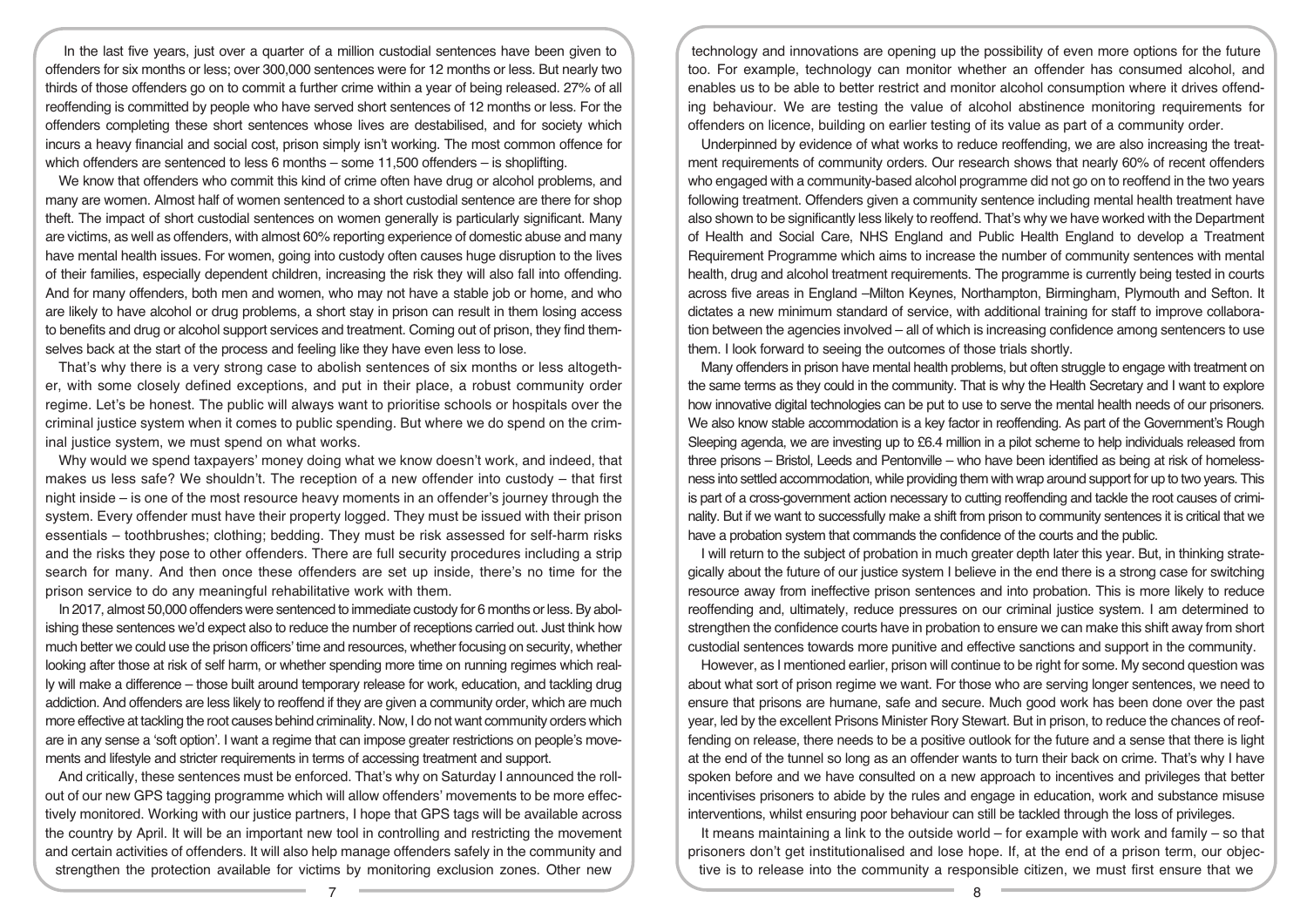In the last five years, just over a quarter of a million custodial sentences have been given to offenders for six months or less; over 300,000 sentences were for 12 months or less. But nearly two thirds of those offenders go on to commit a further crime within a year of being released. 27% of all reoffending is committed by people who have served short sentences of 12 months or less. For the offenders completing these short sentences whose lives are destabilised, and for society which incurs a heavy financial and social cost, prison simply isn't working. The most common offence for which offenders are sentenced to less 6 months – some 11,500 offenders – is shoplifting.

We know that offenders who commit this kind of crime often have drug or alcohol problems, and many are women. Almost half of women sentenced to a short custodial sentence are there for shop theft. The impact of short custodial sentences on women generally is particularly significant. Many are victims, as well as offenders, with almost 60% reporting experience of domestic abuse and many have mental health issues. For women, going into custody often causes huge disruption to the lives of their families, especially dependent children, increasing the risk they will also fall into offending. And for many offenders, both men and women, who may not have a stable job or home, and who are likely to have alcohol or drug problems, a short stay in prison can result in them losing access to benefits and drug or alcohol support services and treatment. Coming out of prison, they find themselves back at the start of the process and feeling like they have even less to lose.

That's why there is a very strong case to abolish sentences of six months or less altogether, with some closely defined exceptions, and put in their place, a robust community order regime. Let's be honest. The public will always want to prioritise schools or hospitals over the criminal justice system when it comes to public spending. But where we do spend on the criminal justice system, we must spend on what works.

Why would we spend taxpayers' money doing what we know doesn't work, and indeed, that makes us less safe? We shouldn't. The reception of a new offender into custody – that first night inside – is one of the most resource heavy moments in an offender's journey through the system. Every offender must have their property logged. They must be issued with their prison essentials – toothbrushes; clothing; bedding. They must be risk assessed for self-harm risks and the risks they pose to other offenders. There are full security procedures including a strip search for many. And then once these offenders are set up inside, there's no time for the prison service to do any meaningful rehabilitative work with them.

In 2017, almost 50,000 offenders were sentenced to immediate custody for 6 months or less. By abolishing these sentences we'd expect also to reduce the number of receptions carried out. Just think how much better we could use the prison officers' time and resources, whether focusing on security, whether looking after those at risk of self harm, or whether spending more time on running regimes which really will make a difference – those built around temporary release for work, education, and tackling drug addiction. And offenders are less likely to reoffend if they are given a community order, which are much more effective at tackling the root causes behind criminality. Now, I do not want community orders which are in any sense a 'soft option'. I want a regime that can impose greater restrictions on people's movements and lifestyle and stricter requirements in terms of accessing treatment and support.

And critically, these sentences must be enforced. That's why on Saturday I announced the rollout of our new GPS tagging programme which will allow offenders' movements to be more effectively monitored. Working with our justice partners, I hope that GPS tags will be available across the country by April. It will be an important new tool in controlling and restricting the movement and certain activities of offenders. It will also help manage offenders safely in the community and strengthen the protection available for victims by monitoring exclusion zones. Other new technology and innovations are opening up the possibility of even more options for the future too. For example, technology can monitor whether an offender has consumed alcohol, and enables us to be able to better restrict and monitor alcohol consumption where it drives offending behaviour. We are testing the value of alcohol abstinence monitoring requirements for offenders on licence, building on earlier testing of its value as part of a community order.

Underpinned by evidence of what works to reduce reoffending, we are also increasing the treatment requirements of community orders. Our research shows that nearly 60% of recent offenders who engaged with a community-based alcohol programme did not go on to reoffend in the two years following treatment. Offenders given a community sentence including mental health treatment have also shown to be significantly less likely to reoffend. That's why we have worked with the Department of Health and Social Care, NHS England and Public Health England to develop a Treatment Requirement Programme which aims to increase the number of community sentences with mental health, drug and alcohol treatment requirements. The programme is currently being tested in courts across five areas in England –Milton Keynes, Northampton, Birmingham, Plymouth and Sefton. It dictates a new minimum standard of service, with additional training for staff to improve collaboration between the agencies involved – all of which is increasing confidence among sentencers to use them. I look forward to seeing the outcomes of those trials shortly.

Many offenders in prison have mental health problems, but often struggle to engage with treatment on the same terms as they could in the community. That is why the Health Secretary and I want to explore how innovative digital technologies can be put to use to serve the mental health needs of our prisoners. We also know stable accommodation is a key factor in reoffending. As part of the Government's Rough Sleeping agenda, we are investing up to £6.4 million in a pilot scheme to help individuals released from three prisons – Bristol, Leeds and Pentonville – who have been identified as being at risk of homelessness into settled accommodation, while providing them with wrap around support for up to two years. This is part of a cross-government action necessary to cutting reoffending and tackle the root causes of criminality. But if we want to successfully make a shift from prison to community sentences it is critical that we have a probation system that commands the confidence of the courts and the public.

I will return to the subject of probation in much greater depth later this year. But, in thinking strategically about the future of our justice system I believe in the end there is a strong case for switching resource away from ineffective prison sentences and into probation. This is more likely to reduce reoffending and, ultimately, reduce pressures on our criminal justice system. I am determined to strengthen the confidence courts have in probation to ensure we can make this shift away from short custodial sentences towards more punitive and effective sanctions and support in the community.

However, as I mentioned earlier, prison will continue to be right for some. My second question was about what sort of prison regime we want. For those who are serving longer sentences, we need to ensure that prisons are humane, safe and secure. Much good work has been done over the past year, led by the excellent Prisons Minister Rory Stewart. But in prison, to reduce the chances of reoffending on release, there needs to be a positive outlook for the future and a sense that there is light at the end of the tunnel so long as an offender wants to turn their back on crime. That's why I have spoken before and we have consulted on a new approach to incentives and privileges that better incentivises prisoners to abide by the rules and engage in education, work and substance misuse interventions, whilst ensuring poor behaviour can still be tackled through the loss of privileges.

It means maintaining a link to the outside world – for example with work and family – so that prisoners don't get institutionalised and lose hope. If, at the end of a prison term, our objective is to release into the community a responsible citizen, we must first ensure that we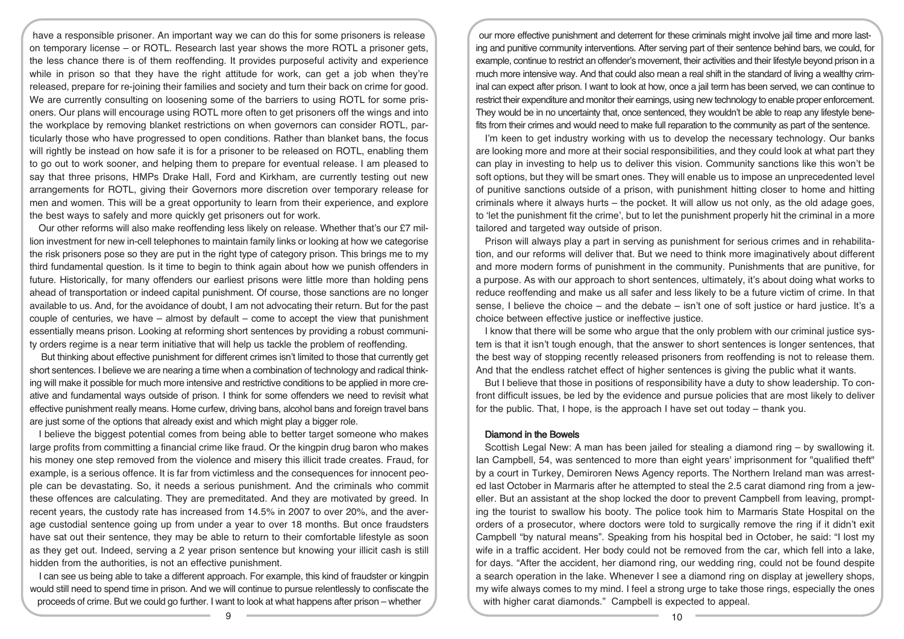have a responsible prisoner. An important way we can do this for some prisoners is release on temporary license – or ROTL. Research last year shows the more ROTL a prisoner gets, the less chance there is of them reoffending. It provides purposeful activity and experience while in prison so that they have the right attitude for work, can get a job when they're released, prepare for re-joining their families and society and turn their back on crime for good. We are currently consulting on loosening some of the barriers to using ROTL for some prisoners. Our plans will encourage using ROTL more often to get prisoners off the wings and into the workplace by removing blanket restrictions on when governors can consider ROTL, particularly those who have progressed to open conditions. Rather than blanket bans, the focus will rightly be instead on how safe it is for a prisoner to be released on ROTL, enabling them to go out to work sooner, and helping them to prepare for eventual release. I am pleased to say that three prisons, HMPs Drake Hall, Ford and Kirkham, are currently testing out new arrangements for ROTL, giving their Governors more discretion over temporary release for men and women. This will be a great opportunity to learn from their experience, and explore the best ways to safely and more quickly get prisoners out for work.

Our other reforms will also make reoffending less likely on release. Whether that's our £7 million investment for new in-cell telephones to maintain family links or looking at how we categorise the risk prisoners pose so they are put in the right type of category prison. This brings me to my third fundamental question. Is it time to begin to think again about how we punish offenders in future. Historically, for many offenders our earliest prisons were little more than holding pens ahead of transportation or indeed capital punishment. Of course, those sanctions are no longer available to us. And, for the avoidance of doubt, I am not advocating their return. But for the past couple of centuries, we have – almost by default – come to accept the view that punishment essentially means prison. Looking at reforming short sentences by providing a robust community orders regime is a near term initiative that will help us tackle the problem of reoffending.

But thinking about effective punishment for different crimes isn't limited to those that currently get short sentences. I believe we are nearing a time when a combination of technology and radical thinking will make it possible for much more intensive and restrictive conditions to be applied in more creative and fundamental ways outside of prison. I think for some offenders we need to revisit what effective punishment really means. Home curfew, driving bans, alcohol bans and foreign travel bans are just some of the options that already exist and which might play a bigger role.

I believe the biggest potential comes from being able to better target someone who makes large profits from committing a financial crime like fraud. Or the kingpin drug baron who makes his money one step removed from the violence and misery this illicit trade creates. Fraud, for example, is a serious offence. It is far from victimless and the consequences for innocent people can be devastating. So, it needs a serious punishment. And the criminals who commit these offences are calculating. They are premeditated. And they are motivated by greed. In recent years, the custody rate has increased from 14.5% in 2007 to over 20%, and the average custodial sentence going up from under a year to over 18 months. But once fraudsters have sat out their sentence, they may be able to return to their comfortable lifestyle as soon as they get out. Indeed, serving a 2 year prison sentence but knowing your illicit cash is still hidden from the authorities, is not an effective punishment.

I can see us being able to take a different approach. For example, this kind of fraudster or kingpin would still need to spend time in prison. And we will continue to pursue relentlessly to confiscate the proceeds of crime. But we could go further. I want to look at what happens after prison – whether our more effective punishment and deterrent for these criminals might involve jail time and more lasting and punitive community interventions. After serving part of their sentence behind bars, we could, for example, continue to restrict an offender's movement, their activities and their lifestyle beyond prison in a much more intensive way. And that could also mean a real shift in the standard of living a wealthy criminal can expect after prison. I want to look at how, once a jail term has been served, we can continue to restrict their expenditure and monitor their earnings, using new technology to enable proper enforcement. They would be in no uncertainty that, once sentenced, they wouldn't be able to reap any lifestyle benefits from their crimes and would need to make full reparation to the community as part of the sentence.

I'm keen to get industry working with us to develop the necessary technology. Our banks are looking more and more at their social responsibilities, and they could look at what part they can play in investing to help us to deliver this vision. Community sanctions like this won't be soft options, but they will be smart ones. They will enable us to impose an unprecedented level of punitive sanctions outside of a prison, with punishment hitting closer to home and hitting criminals where it always hurts – the pocket. It will allow us not only, as the old adage goes, to 'let the punishment fit the crime', but to let the punishment properly hit the criminal in a more tailored and targeted way outside of prison.

Prison will always play a part in serving as punishment for serious crimes and in rehabilitation, and our reforms will deliver that. But we need to think more imaginatively about different and more modern forms of punishment in the community. Punishments that are punitive, for a purpose. As with our approach to short sentences, ultimately, it's about doing what works to reduce reoffending and make us all safer and less likely to be a future victim of crime. In that sense, I believe the choice – and the debate – isn't one of soft justice or hard justice. It's a choice between effective justice or ineffective justice.

I know that there will be some who argue that the only problem with our criminal justice system is that it isn't tough enough, that the answer to short sentences is longer sentences, that the best way of stopping recently released prisoners from reoffending is not to release them. And that the endless ratchet effect of higher sentences is giving the public what it wants.

But I believe that those in positions of responsibility have a duty to show leadership. To confront difficult issues, be led by the evidence and pursue policies that are most likely to deliver for the public. That, I hope, is the approach I have set out today – thank you.

### Diamond in the Bowels

Scottish Legal New: A man has been jailed for stealing a diamond ring – by swallowing it. Ian Campbell, 54, was sentenced to more than eight years' imprisonment for "qualified theft" by a court in Turkey, Demiroren News Agency reports. The Northern Ireland man was arrested last October in Marmaris after he attempted to steal the 2.5 carat diamond ring from a jeweller. But an assistant at the shop locked the door to prevent Campbell from leaving, prompting the tourist to swallow his booty. The police took him to Marmaris State Hospital on the orders of a prosecutor, where doctors were told to surgically remove the ring if it didn't exit Campbell "by natural means". Speaking from his hospital bed in October, he said: "I lost my wife in a traffic accident. Her body could not be removed from the car, which fell into a lake, for days. "After the accident, her diamond ring, our wedding ring, could not be found despite a search operation in the lake. Whenever I see a diamond ring on display at jewellery shops, my wife always comes to my mind. I feel a strong urge to take those rings, especially the ones with higher carat diamonds." Campbell is expected to appeal.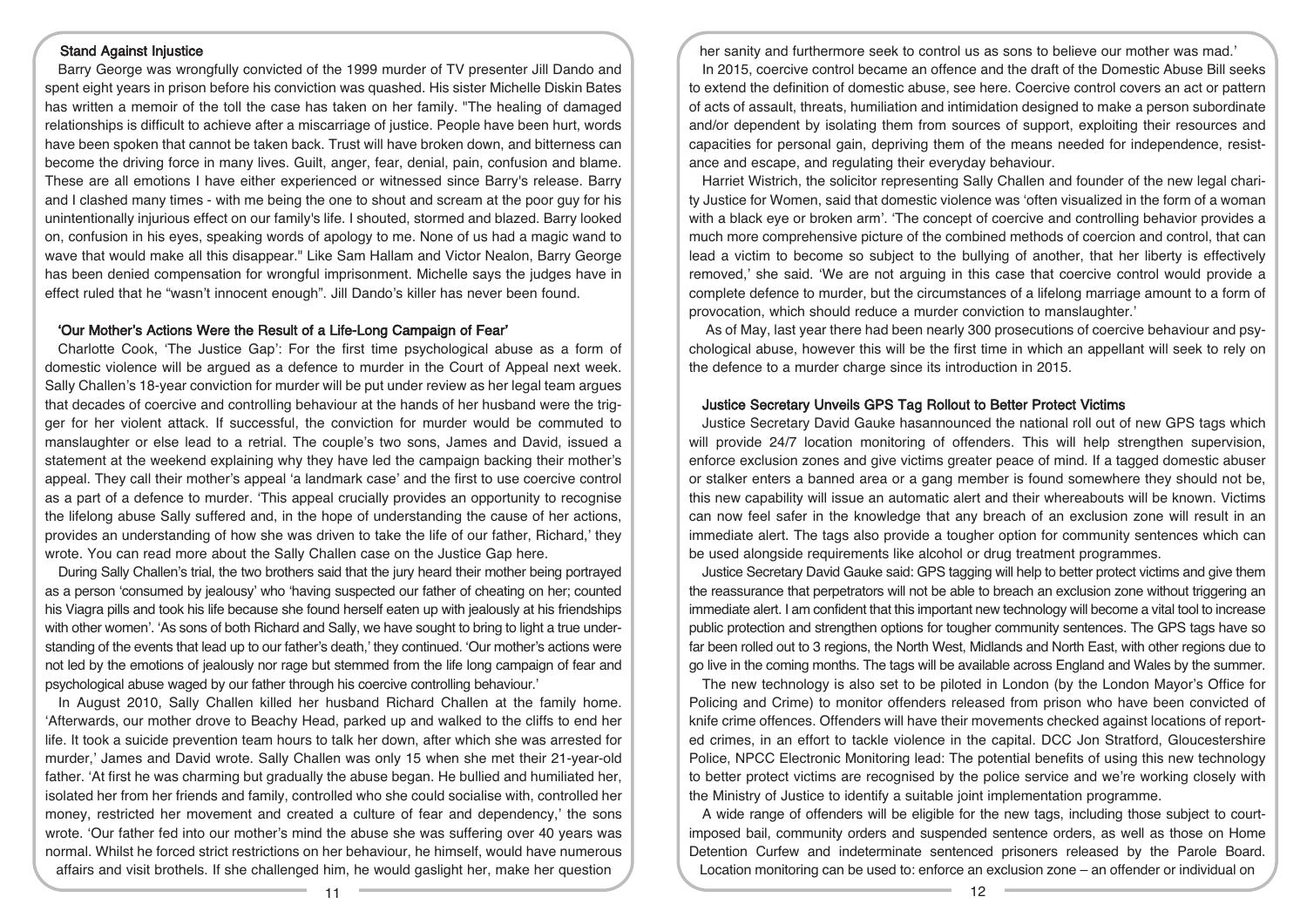### Stand Against Injustice

Barry George was wrongfully convicted of the 1999 murder of TV presenter Jill Dando and spent eight years in prison before his conviction was quashed. His sister Michelle Diskin Bates has written a memoir of the toll the case has taken on her family. "The healing of damaged relationships is difficult to achieve after a miscarriage of justice. People have been hurt, words have been spoken that cannot be taken back. Trust will have broken down, and bitterness can become the driving force in many lives. Guilt, anger, fear, denial, pain, confusion and blame. These are all emotions I have either experienced or witnessed since Barry's release. Barry and I clashed many times - with me being the one to shout and scream at the poor guy for his unintentionally injurious effect on our family's life. I shouted, stormed and blazed. Barry looked on, confusion in his eyes, speaking words of apology to me. None of us had a magic wand to wave that would make all this disappear." Like Sam Hallam and Victor Nealon, Barry George has been denied compensation for wrongful imprisonment. Michelle says the judges have in effect ruled that he "wasn't innocent enough". Jill Dando's killer has never been found.

### 'Our Mother's Actions Were the Result of a Life-Long Campaign of Fear'

Charlotte Cook, 'The Justice Gap': For the first time psychological abuse as a form of domestic violence will be argued as a defence to murder in the Court of Appeal next week. Sally Challen's 18-year conviction for murder will be put under review as her legal team argues that decades of coercive and controlling behaviour at the hands of her husband were the trigger for her violent attack. If successful, the conviction for murder would be commuted to manslaughter or else lead to a retrial. The couple's two sons, James and David, issued a statement at the weekend explaining why they have led the campaign backing their mother's appeal. They call their mother's appeal 'a landmark case' and the first to use coercive control as a part of a defence to murder. 'This appeal crucially provides an opportunity to recognise the lifelong abuse Sally suffered and, in the hope of understanding the cause of her actions, provides an understanding of how she was driven to take the life of our father, Richard,' they wrote. You can read more about the Sally Challen case on the Justice Gap here.

During Sally Challen's trial, the two brothers said that the jury heard their mother being portrayed as a person 'consumed by jealousy' who 'having suspected our father of cheating on her; counted his Viagra pills and took his life because she found herself eaten up with jealously at his friendships with other women'. 'As sons of both Richard and Sally, we have sought to bring to light a true understanding of the events that lead up to our father's death,' they continued. 'Our mother's actions were not led by the emotions of jealousy nor rage but stemmed from the life long campaign of fear and psychological abuse waged by our father through his coercive controlling behaviour.'

In August 2010, Sally Challen killed her husband Richard Challen at the family home. 'Afterwards, our mother drove to Beachy Head, parked up and walked to the cliffs to end her life. It took a suicide prevention team hours to talk her down, after which she was arrested for murder,' James and David wrote. Sally Challen was only 15 when she met their 21-year-old father. 'At first he was charming but gradually the abuse began. He bullied and humiliated her, isolated her from her friends and family, controlled who she could socialise with, controlled her money, restricted her movement and created a culture of fear and dependency,' the sons wrote. 'Our father fed into our mother's mind the abuse she was suffering over 40 years was normal. Whilst he forced strict restrictions on her behaviour, he himself, would have numerous affairs and visit brothels. If she challenged him, he would gaslight her, make her question her sanity and furthermore seek to control us as sons to believe our mother was mad.'

In 2015, coercive control became an offence and the draft of the Domestic Abuse Bill seeks to extend the definition of domestic abuse, see here. Coercive control covers an act or pattern of acts of assault, threats, humiliation and intimidation designed to make a person subordinate and/or dependent by isolating them from sources of support, exploiting their resources and capacities for personal gain, depriving them of the means needed for independence, resistance and escape, and regulating their everyday behaviour.

Harriet Wistrich, the solicitor representing Sally Challen and founder of the new legal charity Justice for Women, said that domestic violence was 'often visualized in the form of a woman with a black eye or broken arm'. 'The concept of coercive and controlling behavior provides a much more comprehensive picture of the combined methods of coercion and control, that can lead a victim to become so subject to the bullying of another, that her liberty is effectively removed,' she said. 'We are not arguing in this case that coercive control would provide a complete defence to murder, but the circumstances of a lifelong marriage amount to a form of provocation, which should reduce a murder conviction to manslaughter.'

As of May, last year there had been nearly 300 prosecutions of coercive behaviour and psychological abuse, however this will be the first time in which an appellant will seek to rely on the defence to a murder charge since its introduction in 2015.

### Justice Secretary Unveils GPS Tag Rollout to Better Protect Victims

Justice Secretary David Gauke hasannounced the national roll out of new GPS tags which will provide 24/7 location monitoring of offenders. This will help strengthen supervision, enforce exclusion zones and give victims greater peace of mind. If a tagged domestic abuser or stalker enters a banned area or a gang member is found somewhere they should not be, this new capability will issue an automatic alert and their whereabouts will be known. Victims can now feel safer in the knowledge that any breach of an exclusion zone will result in an immediate alert. The tags also provide a tougher option for community sentences which can be used alongside requirements like alcohol or drug treatment programmes.

Justice Secretary David Gauke said: GPS tagging will help to better protect victims and give them the reassurance that perpetrators will not be able to breach an exclusion zone without triggering an immediate alert. I am confident that this important new technology will become a vital tool to increase public protection and strengthen options for tougher community sentences. The GPS tags have so far been rolled out to 3 regions, the North West, Midlands and North East, with other regions due to go live in the coming months. The tags will be available across England and Wales by the summer.

The new technology is also set to be piloted in London (by the London Mayor's Office for Policing and Crime) to monitor offenders released from prison who have been convicted of knife crime offences. Offenders will have their movements checked against locations of reported crimes, in an effort to tackle violence in the capital. DCC Jon Stratford, Gloucestershire Police, NPCC Electronic Monitoring lead: The potential benefits of using this new technology to better protect victims are recognised by the police service and we're working closely with the Ministry of Justice to identify a suitable joint implementation programme.

A wide range of offenders will be eligible for the new tags, including those subject to court-imposed bail, community orders and suspended sentence orders, as well as those on Home Detention Curfew and indeterminate sentenced prisoners released by the Parole Board. Location monitoring can be used to: enforce an exclusion zone – an offender or individual on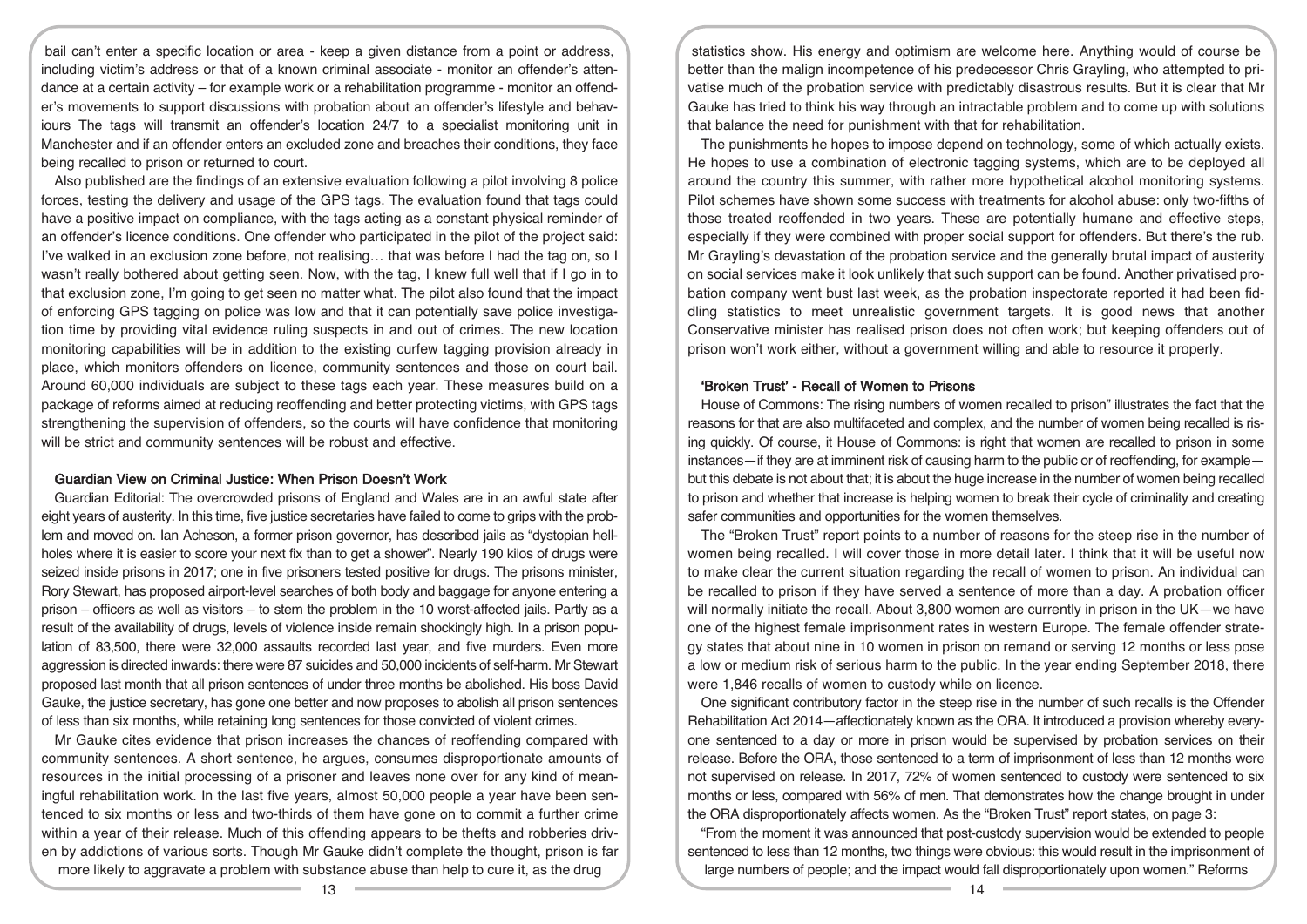bail can't enter a specific location or area - keep a given distance from a point or address, including victim's address or that of a known criminal associate - monitor an offender's attendance at a certain activity – for example work or a rehabilitation programme - monitor an offender's movements to support discussions with probation about an offender's lifestyle and behaviours The tags will transmit an offender's location 24/7 to a specialist monitoring unit in Manchester and if an offender enters an excluded zone and breaches their conditions, they face being recalled to prison or returned to court.

Also published are the findings of an extensive evaluation following a pilot involving 8 police forces, testing the delivery and usage of the GPS tags. The evaluation found that tags could have a positive impact on compliance, with the tags acting as a constant physical reminder of an offender's licence conditions. One offender who participated in the pilot of the project said: I've walked in an exclusion zone before, not realising… that was before I had the tag on, so I wasn't really bothered about getting seen. Now, with the tag, I knew full well that if I go in to that exclusion zone, I'm going to get seen no matter what. The pilot also found that the impact of enforcing GPS tagging on police was low and that it can potentially save police investigation time by providing vital evidence ruling suspects in and out of crimes. The new location monitoring capabilities will be in addition to the existing curfew tagging provision already in place, which monitors offenders on licence, community sentences and those on court bail. Around 60,000 individuals are subject to these tags each year. These measures build on a package of reforms aimed at reducing reoffending and better protecting victims, with GPS tags strengthening the supervision of offenders, so the courts will have confidence that monitoring will be strict and community sentences will be robust and effective.

### Guardian View on Criminal Justice: When Prison Doesn't Work

Guardian Editorial: The overcrowded prisons of England and Wales are in an awful state after eight years of austerity. In this time, five justice secretaries have failed to come to grips with the problem and moved on. Ian Acheson, a former prison governor, has described jails as "dystopian hellholes where it is easier to score your next fix than to get a shower". Nearly 190 kilos of drugs were seized inside prisons in 2017; one in five prisoners tested positive for drugs. The prisons minister, Rory Stewart, has proposed airport-level searches of both body and baggage for anyone entering a prison – officers as well as visitors – to stem the problem in the 10 worst-affected jails. Partly as a result of the availability of drugs, levels of violence inside remain shockingly high. In a prison population of 83,500, there were 32,000 assaults recorded last year, and five murders. Even more aggression is directed inwards: there were 87 suicides and 50,000 incidents of self-harm. Mr Stewart proposed last month that all prison sentences of under three months be abolished. His boss David Gauke, the justice secretary, has gone one better and now proposes to abolish all prison sentences of less than six months, while retaining long sentences for those convicted of violent crimes.

Mr Gauke cites evidence that prison increases the chances of reoffending compared with community sentences. A short sentence, he argues, consumes disproportionate amounts of resources in the initial processing of a prisoner and leaves none over for any kind of meaningful rehabilitation work. In the last five years, almost 50,000 people a year have been sentenced to six months or less and two-thirds of them have gone on to commit a further crime within a year of their release. Much of this offending appears to be thefts and robberies driven by addictions of various sorts. Though Mr Gauke didn't complete the thought, prison is far more likely to aggravate a problem with substance abuse than help to cure it, as the drug statistics show. His energy and optimism are welcome here. Anything would of course be better than the malign incompetence of his predecessor Chris Grayling, who attempted to privatise much of the probation service with predictably disastrous results. But it is clear that Mr Gauke has tried to think his way through an intractable problem and to come up with solutions that balance the need for punishment with that for rehabilitation.

The punishments he hopes to impose depend on technology, some of which actually exists. He hopes to use a combination of electronic tagging systems, which are to be deployed all around the country this summer, with rather more hypothetical alcohol monitoring systems. Pilot schemes have shown some success with treatments for alcohol abuse: only two-fifths of those treated reoffended in two years. These are potentially humane and effective steps, especially if they were combined with proper social support for offenders. But there's the rub. Mr Grayling's devastation of the probation service and the generally brutal impact of austerity on social services make it look unlikely that such support can be found. Another privatised probation company went bust last week, as the probation inspectorate reported it had been fiddling statistics to meet unrealistic government targets. It is good news that another Conservative minister has realised prison does not often work; but keeping offenders out of prison won't work either, without a government willing and able to resource it properly.

### 'Broken Trust' - Recall of Women to Prisons

House of Commons: The rising numbers of women recalled to prison" illustrates the fact that the reasons for that are also multifaceted and complex, and the number of women being recalled is rising quickly. Of course, it House of Commons: is right that women are recalled to prison in some instances—if they are at imminent risk of causing harm to the public or of reoffending, for example—but this debate is not about that; it is about the huge increase in the number of women being recalled to prison and whether that increase is helping women to break their cycle of criminality and creating safer communities and opportunities for the women themselves.

The "Broken Trust" report points to a number of reasons for the steep rise in the number of women being recalled. I will cover those in more detail later. I think that it will be useful now to make clear the current situation regarding the recall of women to prison. An individual can be recalled to prison if they have served a sentence of more than a day. A probation officer will normally initiate the recall. About 3,800 women are currently in prison in the UK—we have one of the highest female imprisonment rates in western Europe. The female offender strategy states that about nine in 10 women in prison on remand or serving 12 months or less pose a low or medium risk of serious harm to the public. In the year ending September 2018, there were 1,846 recalls of women to custody while on licence.

One significant contributory factor in the steep rise in the number of such recalls is the Offender Rehabilitation Act 2014—affectionately known as the ORA. It introduced a provision whereby everyone sentenced to a day or more in prison would be supervised by probation services on their release. Before the ORA, those sentenced to a term of imprisonment of less than 12 months were not supervised on release. In 2017, 72% of women sentenced to custody were sentenced to six months or less, compared with 56% of men. That demonstrates how the change brought in under the ORA disproportionately affects women. As the "Broken Trust" report states, on page 3:

"From the moment it was announced that post-custody supervision would be extended to people sentenced to less than 12 months, two things were obvious: this would result in the imprisonment of large numbers of people; and the impact would fall disproportionately upon women." Reforms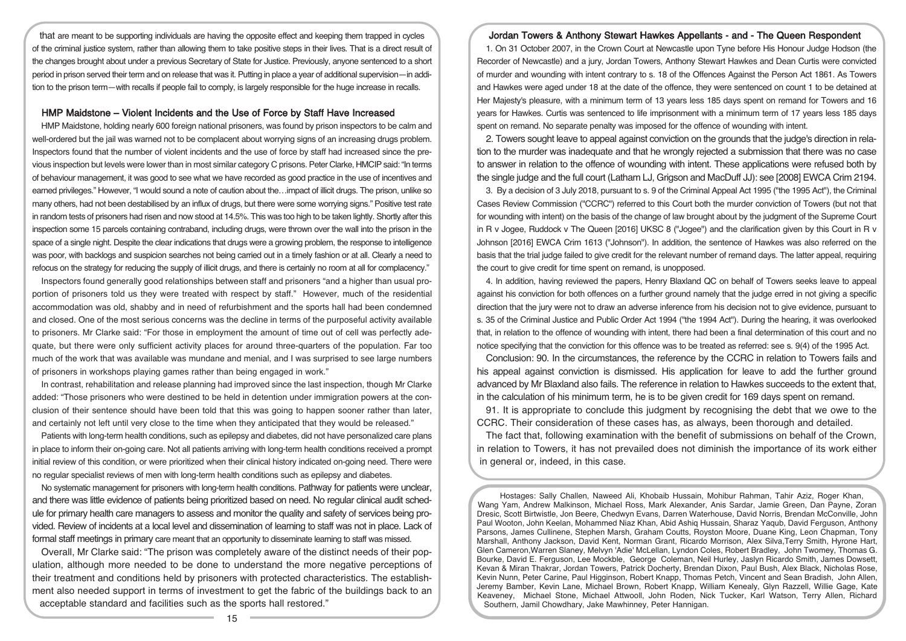that are meant to be supporting individuals are having the opposite effect and keeping them trapped in cycles of the criminal justice system, rather than allowing them to take positive steps in their lives. That is a direct result of the changes brought about under a previous Secretary of State for Justice. Previously, anyone sentenced to a short period in prison served their term and on release that was it. Putting in place a year of additional supervision—in addition to the prison term—with recalls if people fail to comply, is largely responsible for the huge increase in recalls.

## HMP Maidstone – Violent Incidents and the Use of Force by Staff Have Increased

HMP Maidstone, holding nearly 600 foreign national prisoners, was found by prison inspectors to be calm and well-ordered but the jail was warned not to be complacent about worrying signs of an increasing drugs problem. Inspectors found that the number of violent incidents and the use of force by staff had increased since the previous inspection but levels were lower than in most similar category C prisons. Peter Clarke, HMCIP said: "In terms of behaviour management, it was good to see what we have recorded as good practice in the use of incentives and earned privileges." However, "I would sound a note of caution about the…impact of illicit drugs. The prison, unlike so many others, had not been destabilised by an influx of drugs, but there were some worrying signs." Positive test rate in random tests of prisoners had risen and now stood at 14.5%. This was too high to be taken lightly. Shortly after this inspection some 15 parcels containing contraband, including drugs, were thrown over the wall into the prison in the space of a single night. Despite the clear indications that drugs were a growing problem, the response to intelligence was poor, with backlogs and suspicion searches not being carried out in a timely fashion or at all. Clearly a need to refocus on the strategy for reducing the supply of illicit drugs, and there is certainly no room at all for complacency."

Inspectors found generally good relationships between staff and prisoners "and a higher than usual proportion of prisoners told us they were treated with respect by staff." However, much of the residential accommodation was old, shabby and in need of refurbishment and the sports hall had been condemned and closed. One of the most serious concerns was the decline in terms of the purposeful activity available to prisoners. Mr Clarke said: "For those in employment the amount of time out of cell was perfectly adequate, but there were only sufficient activity places for around three-quarters of the population. Far too much of the work that was available was mundane and menial, and I was surprised to see large numbers of prisoners in workshops playing games rather than being engaged in work."

In contrast, rehabilitation and release planning had improved since the last inspection, though Mr Clarke added: "Those prisoners who were destined to be held in detention under immigration powers at the conclusion of their sentence should have been told that this was going to happen sooner rather than later, and certainly not left until very close to the time when they anticipated that they would be released."

Patients with long-term health conditions, such as epilepsy and diabetes, did not have personalized care plans in place to inform their on-going care. Not all patients arriving with long-term health conditions received a prompt initial review of this condition, or were prioritized when their clinical history indicated on-going need. There were no regular specialist reviews of men with long-term health conditions such as epilepsy and diabetes.

No systematic management for prisoners with long-term health conditions. Pathway for patients were unclear, and there was little evidence of patients being prioritized based on need. No regular clinical audit schedule for primary health care managers to assess and monitor the quality and safety of services being provided. Review of incidents at a local level and dissemination of learning to staff was not in place. Lack of formal staff meetings in primary care meant that an opportunity to disseminate learning to staff was missed.

Overall, Mr Clarke said: "The prison was completely aware of the distinct needs of their population, although more needed to be done to understand the more negative perceptions of their treatment and conditions held by prisoners with protected characteristics. The establishment also needed support in terms of investment to get the fabric of the buildings back to an acceptable standard and facilities such as the sports hall restored."

## Jordan Towers & Anthony Stewart Hawkes Appellants - and - The Queen Respondent

1. On 31 October 2007, in the Crown Court at Newcastle upon Tyne before His Honour Judge Hodson (the Recorder of Newcastle) and a jury, Jordan Towers, Anthony Stewart Hawkes and Dean Curtis were convicted of murder and wounding with intent contrary to s. 18 of the Offences Against the Person Act 1861. As Towers and Hawkes were aged under 18 at the date of the offence, they were sentenced on count 1 to be detained at Her Majesty's pleasure, with a minimum term of 13 years less 185 days spent on remand for Towers and 16 years for Hawkes. Curtis was sentenced to life imprisonment with a minimum term of 17 years less 185 days spent on remand. No separate penalty was imposed for the offence of wounding with intent.

2. Towers sought leave to appeal against conviction on the grounds that the judge's direction in relation to the murder was inadequate and that he wrongly rejected a submission that there was no case to answer in relation to the offence of wounding with intent. These applications were refused both by the single judge and the full court (Latham LJ, Grigson and MacDuff JJ): see [2008] EWCA Crim 2194.

3. By a decision of 3 July 2018, pursuant to s. 9 of the Criminal Appeal Act 1995 ("the 1995 Act"), the Criminal Cases Review Commission ("CCRC") referred to this Court both the murder conviction of Towers (but not that for wounding with intent) on the basis of the change of law brought about by the judgment of the Supreme Court in R v Jogee, Ruddock v The Queen [2016] UKSC 8 ("Jogee") and the clarification given by this Court in R v Johnson [2016] EWCA Crim 1613 ("Johnson"). In addition, the sentence of Hawkes was also referred on the basis that the trial judge failed to give credit for the relevant number of remand days. The latter appeal, requiring the court to give credit for time spent on remand, is unopposed.

4. In addition, having reviewed the papers, Henry Blaxland QC on behalf of Towers seeks leave to appeal against his conviction for both offences on a further ground namely that the judge erred in not giving a specific direction that the jury were not to draw an adverse inference from his decision not to give evidence, pursuant to s. 35 of the Criminal Justice and Public Order Act 1994 ("the 1994 Act"). During the hearing, it was overlooked that, in relation to the offence of wounding with intent, there had been a final determination of this court and no notice specifying that the conviction for this offence was to be treated as referred: see s. 9(4) of the 1995 Act.

Conclusion: 90. In the circumstances, the reference by the CCRC in relation to Towers fails and his appeal against conviction is dismissed. His application for leave to add the further ground advanced by Mr Blaxland also fails. The reference in relation to Hawkes succeeds to the extent that, in the calculation of his minimum term, he is to be given credit for 169 days spent on remand.

91. It is appropriate to conclude this judgment by recognising the debt that we owe to the CCRC. Their consideration of these cases has, as always, been thorough and detailed.

The fact that, following examination with the benefit of submissions on behalf of the Crown, in relation to Towers, it has not prevailed does not diminish the importance of its work either in general or, indeed, in this case.

Hostages: Sally Challen, Naweed Ali, Khobaib Hussain, Mohibur Rahman, Tahir Aziz, Roger Khan, Wang Yam, Andrew Malkinson, Michael Ross, Mark Alexander, Anis Sardar, Jamie Green, Dan Payne, Zoran Dresic, Scott Birtwistle, Jon Beere, Chedwyn Evans, Darren Waterhouse, David Norris, Brendan McConville, John Paul Wooton, John Keelan, Mohammed Niaz Khan, Abid Ashiq Hussain, Sharaz Yaqub, David Ferguson, Anthony Parsons, James Cullinene, Stephen Marsh, Graham Coutts, Royston Moore, Duane King, Leon Chapman, Tony Marshall, Anthony Jackson, David Kent, Norman Grant, Ricardo Morrison, Alex Silva,Terry Smith, Hyrone Hart, Glen Cameron,Warren Slaney, Melvyn 'Adie' McLellan, Lyndon Coles, Robert Bradley, John Twomey, Thomas G. Bourke, David E. Ferguson, Lee Mockble, George Coleman, Neil Hurley, Jaslyn Ricardo Smith, James Dowsett, Kevan & Miran Thakrar, Jordan Towers, Patrick Docherty, Brendan Dixon, Paul Bush, Alex Black, Nicholas Rose, Kevin Nunn, Peter Carine, Paul Higginson, Robert Knapp, Thomas Petch, Vincent and Sean Bradish, John Allen, Jeremy Bamber, Kevin Lane, Michael Brown, Robert Knapp, William Kenealy, Glyn Razzell, Willie Gage, Kate Keaveney, Michael Stone, Michael Attwooll, John Roden, Nick Tucker, Karl Watson, Terry Allen, Richard Southern, Jamil Chowdhary, Jake Mawhinney, Peter Hannigan.